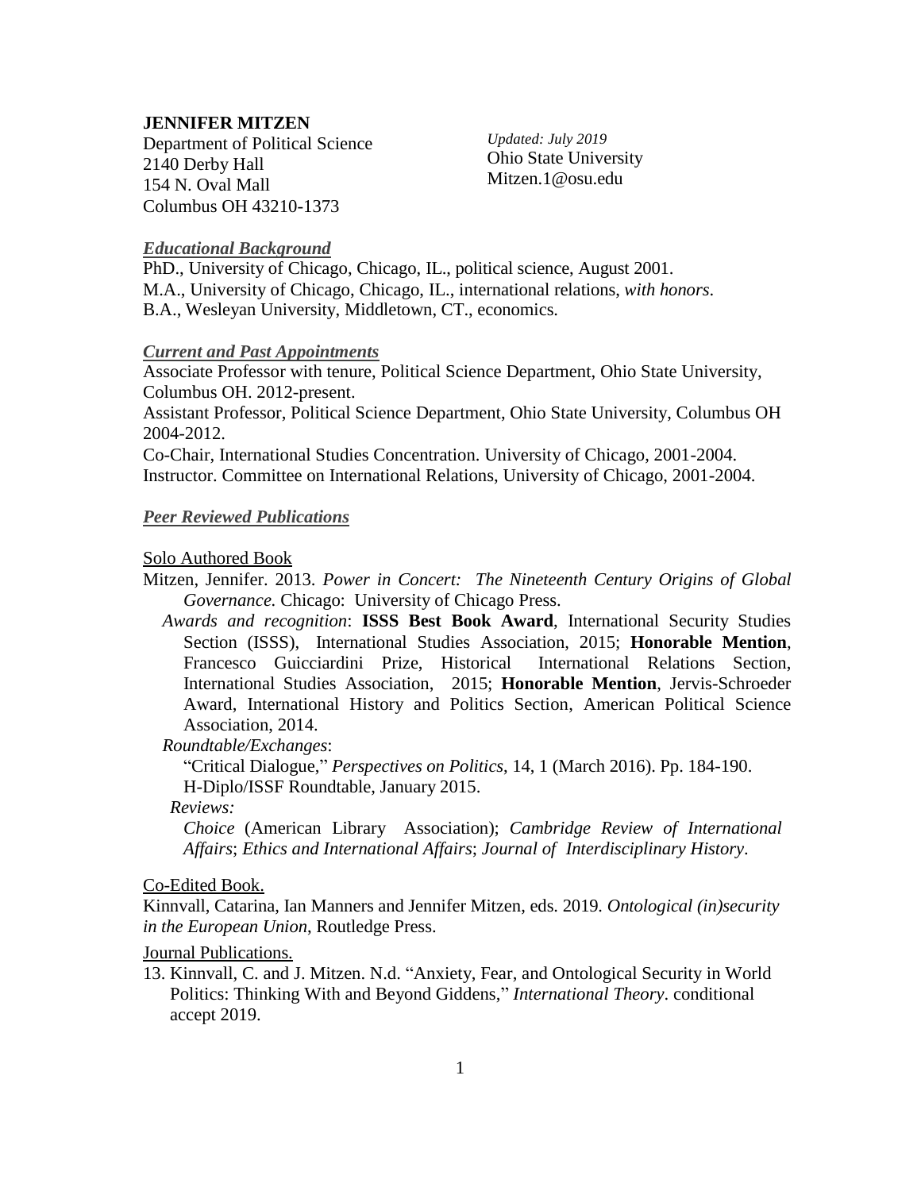**JENNIFER MITZEN**

Department of Political Science
2140 Derby Hall
154 N. Oval Mall
Columbus OH 43210-1373

*Updated: July 2019*
Ohio State University
Mitzen.1@osu.edu

### *Educational Background*

PhD., University of Chicago, Chicago, IL., political science, August 2001.
M.A., University of Chicago, Chicago, IL., international relations, *with honors*.
B.A., Wesleyan University, Middletown, CT., economics.

### *Current and Past Appointments*

Associate Professor with tenure, Political Science Department, Ohio State University, Columbus OH. 2012-present.
Assistant Professor, Political Science Department, Ohio State University, Columbus OH 2004-2012.
Co-Chair, International Studies Concentration. University of Chicago, 2001-2004.
Instructor. Committee on International Relations, University of Chicago, 2001-2004.

### *Peer Reviewed Publications*

Solo Authored Book

Mitzen, Jennifer. 2013. *Power in Concert: The Nineteenth Century Origins of Global Governance.* Chicago: University of Chicago Press.

*Awards and recognition*: **ISSS Best Book Award**, International Security Studies Section (ISSS), International Studies Association, 2015; **Honorable Mention**, Francesco Guicciardini Prize, Historical International Relations Section, International Studies Association, 2015; **Honorable Mention**, Jervis-Schroeder Award, International History and Politics Section, American Political Science Association, 2014.

*Roundtable/Exchanges*:

"Critical Dialogue," *Perspectives on Politics*, 14, 1 (March 2016). Pp. 184-190.
H-Diplo/ISSF Roundtable, January 2015.

*Reviews:*

*Choice* (American Library Association); *Cambridge Review of International Affairs*; *Ethics and International Affairs*; *Journal of Interdisciplinary History*.

Co-Edited Book.

Kinnvall, Catarina, Ian Manners and Jennifer Mitzen, eds. 2019. *Ontological (in)security in the European Union*, Routledge Press.

Journal Publications.

13. Kinnvall, C. and J. Mitzen. N.d. "Anxiety, Fear, and Ontological Security in World Politics: Thinking With and Beyond Giddens," *International Theory*. conditional accept 2019.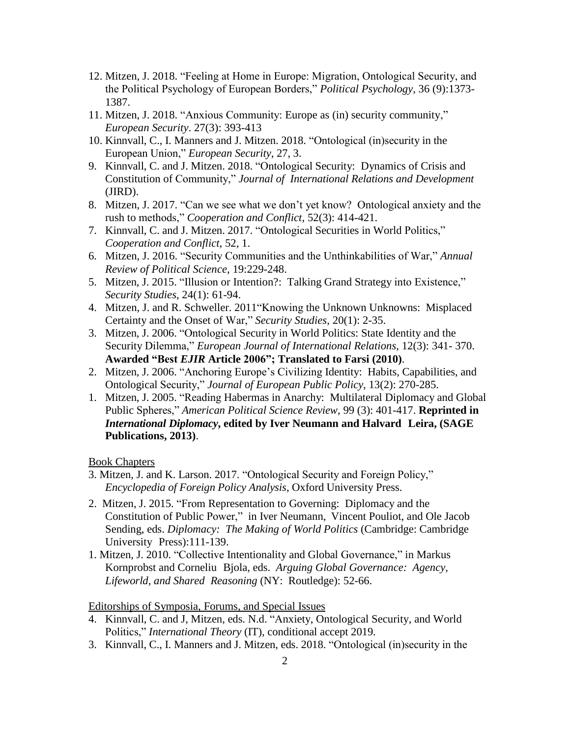12. Mitzen, J. 2018. "Feeling at Home in Europe: Migration, Ontological Security, and the Political Psychology of European Borders," *Political Psychology*, 36 (9):1373-1387.
11. Mitzen, J. 2018. "Anxious Community: Europe as (in) security community," *European Security*. 27(3): 393-413
10. Kinnvall, C., I. Manners and J. Mitzen. 2018. "Ontological (in)security in the European Union," *European Security*, 27, 3.
9. Kinnvall, C. and J. Mitzen. 2018. "Ontological Security: Dynamics of Crisis and Constitution of Community," *Journal of International Relations and Development* (JIRD).
8. Mitzen, J. 2017. "Can we see what we don't yet know? Ontological anxiety and the rush to methods," *Cooperation and Conflict*, 52(3): 414-421.
7. Kinnvall, C. and J. Mitzen. 2017. "Ontological Securities in World Politics," *Cooperation and Conflict*, 52, 1.
6. Mitzen, J. 2016. "Security Communities and the Unthinkabilities of War," *Annual Review of Political Science*, 19:229-248.
5. Mitzen, J. 2015. "Illusion or Intention?: Talking Grand Strategy into Existence," *Security Studies*, 24(1): 61-94.
4. Mitzen, J. and R. Schweller. 2011"Knowing the Unknown Unknowns: Misplaced Certainty and the Onset of War," *Security Studies*, 20(1): 2-35.
3. Mitzen, J. 2006. "Ontological Security in World Politics: State Identity and the Security Dilemma," *European Journal of International Relations*, 12(3): 341- 370. **Awarded "Best *EJIR* Article 2006"; Translated to Farsi (2010)**.
2. Mitzen, J. 2006. "Anchoring Europe's Civilizing Identity: Habits, Capabilities, and Ontological Security," *Journal of European Public Policy*, 13(2): 270-285.
1. Mitzen, J. 2005. "Reading Habermas in Anarchy: Multilateral Diplomacy and Global Public Spheres," *American Political Science Review*, 99 (3): 401-417. **Reprinted in *International Diplomacy*, edited by Iver Neumann and Halvard Leira, (SAGE Publications, 2013)**.

Book Chapters

3. Mitzen, J. and K. Larson. 2017. "Ontological Security and Foreign Policy," *Encyclopedia of Foreign Policy Analysis*, Oxford University Press.
2. Mitzen, J. 2015. "From Representation to Governing: Diplomacy and the Constitution of Public Power," in Iver Neumann, Vincent Pouliot, and Ole Jacob Sending, eds. *Diplomacy: The Making of World Politics* (Cambridge: Cambridge University Press):111-139.
1. Mitzen, J. 2010. "Collective Intentionality and Global Governance," in Markus Kornprobst and Corneliu Bjola, eds. *Arguing Global Governance: Agency, Lifeworld, and Shared Reasoning* (NY: Routledge): 52-66.

Editorships of Symposia, Forums, and Special Issues

4. Kinnvall, C. and J, Mitzen, eds. N.d. "Anxiety, Ontological Security, and World Politics," *International Theory* (IT), conditional accept 2019.
3. Kinnvall, C., I. Manners and J. Mitzen, eds. 2018. "Ontological (in)security in the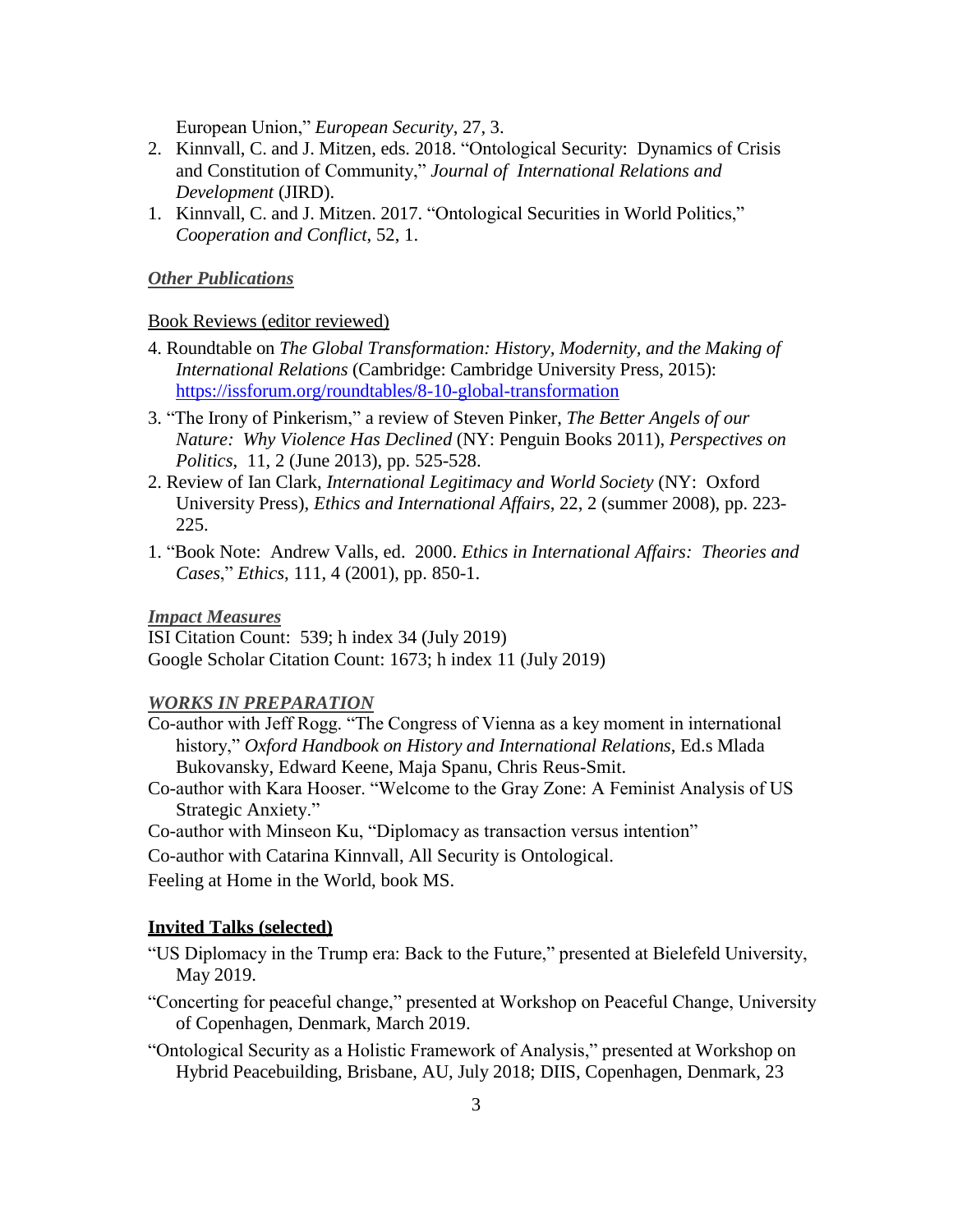European Union," *European Security*, 27, 3.

2. Kinnvall, C. and J. Mitzen, eds. 2018. "Ontological Security: Dynamics of Crisis and Constitution of Community," *Journal of International Relations and Development* (JIRD).
1. Kinnvall, C. and J. Mitzen. 2017. "Ontological Securities in World Politics," *Cooperation and Conflict*, 52, 1.

***Other Publications***

Book Reviews (editor reviewed)

4. Roundtable on *The Global Transformation: History, Modernity, and the Making of International Relations* (Cambridge: Cambridge University Press, 2015): https://issforum.org/roundtables/8-10-global-transformation
3. "The Irony of Pinkerism," a review of Steven Pinker, *The Better Angels of our Nature: Why Violence Has Declined* (NY: Penguin Books 2011), *Perspectives on Politics*, 11, 2 (June 2013), pp. 525-528.
2. Review of Ian Clark, *International Legitimacy and World Society* (NY: Oxford University Press), *Ethics and International Affairs*, 22, 2 (summer 2008), pp. 223-225.
1. "Book Note: Andrew Valls, ed. 2000. *Ethics in International Affairs: Theories and Cases*," *Ethics*, 111, 4 (2001), pp. 850-1.

***Impact Measures***

ISI Citation Count: 539; h index 34 (July 2019)
Google Scholar Citation Count: 1673; h index 11 (July 2019)

***WORKS IN PREPARATION***

Co-author with Jeff Rogg. "The Congress of Vienna as a key moment in international history," *Oxford Handbook on History and International Relations*, Ed.s Mlada Bukovansky, Edward Keene, Maja Spanu, Chris Reus-Smit.

Co-author with Kara Hooser. "Welcome to the Gray Zone: A Feminist Analysis of US Strategic Anxiety."

Co-author with Minseon Ku, "Diplomacy as transaction versus intention"

Co-author with Catarina Kinnvall, All Security is Ontological.

Feeling at Home in the World, book MS.

**Invited Talks (selected)**

"US Diplomacy in the Trump era: Back to the Future," presented at Bielefeld University, May 2019.

"Concerting for peaceful change," presented at Workshop on Peaceful Change, University of Copenhagen, Denmark, March 2019.

"Ontological Security as a Holistic Framework of Analysis," presented at Workshop on Hybrid Peacebuilding, Brisbane, AU, July 2018; DIIS, Copenhagen, Denmark, 23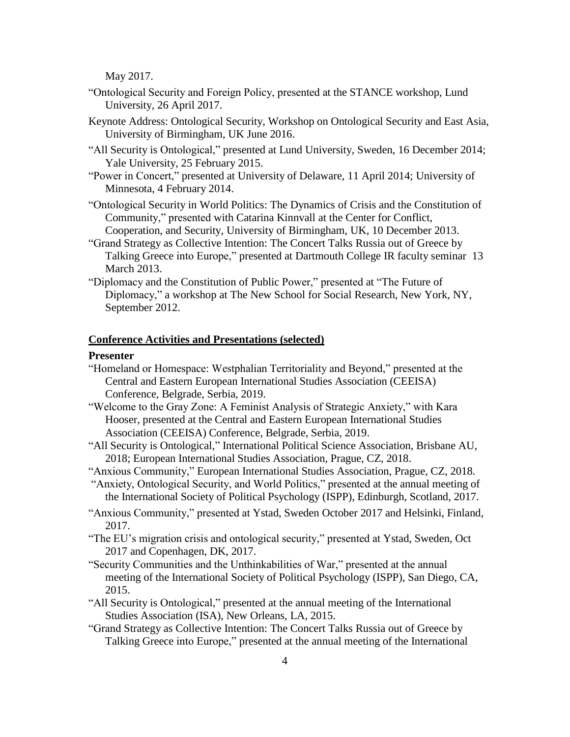May 2017.

"Ontological Security and Foreign Policy, presented at the STANCE workshop, Lund University, 26 April 2017.

Keynote Address: Ontological Security, Workshop on Ontological Security and East Asia, University of Birmingham, UK June 2016.

"All Security is Ontological," presented at Lund University, Sweden, 16 December 2014; Yale University, 25 February 2015.

"Power in Concert," presented at University of Delaware, 11 April 2014; University of Minnesota, 4 February 2014.

"Ontological Security in World Politics: The Dynamics of Crisis and the Constitution of Community," presented with Catarina Kinnvall at the Center for Conflict, Cooperation, and Security, University of Birmingham, UK, 10 December 2013.

"Grand Strategy as Collective Intention: The Concert Talks Russia out of Greece by Talking Greece into Europe," presented at Dartmouth College IR faculty seminar 13 March 2013.

"Diplomacy and the Constitution of Public Power," presented at "The Future of Diplomacy," a workshop at The New School for Social Research, New York, NY, September 2012.

## Conference Activities and Presentations (selected)

**Presenter**

"Homeland or Homespace: Westphalian Territoriality and Beyond," presented at the Central and Eastern European International Studies Association (CEEISA) Conference, Belgrade, Serbia, 2019.

"Welcome to the Gray Zone: A Feminist Analysis of Strategic Anxiety," with Kara Hooser, presented at the Central and Eastern European International Studies Association (CEEISA) Conference, Belgrade, Serbia, 2019.

"All Security is Ontological," International Political Science Association, Brisbane AU, 2018; European International Studies Association, Prague, CZ, 2018.

"Anxious Community," European International Studies Association, Prague, CZ, 2018.

"Anxiety, Ontological Security, and World Politics," presented at the annual meeting of the International Society of Political Psychology (ISPP), Edinburgh, Scotland, 2017.

"Anxious Community," presented at Ystad, Sweden October 2017 and Helsinki, Finland, 2017.

"The EU's migration crisis and ontological security," presented at Ystad, Sweden, Oct 2017 and Copenhagen, DK, 2017.

"Security Communities and the Unthinkabilities of War," presented at the annual meeting of the International Society of Political Psychology (ISPP), San Diego, CA, 2015.

"All Security is Ontological," presented at the annual meeting of the International Studies Association (ISA), New Orleans, LA, 2015.

"Grand Strategy as Collective Intention: The Concert Talks Russia out of Greece by Talking Greece into Europe," presented at the annual meeting of the International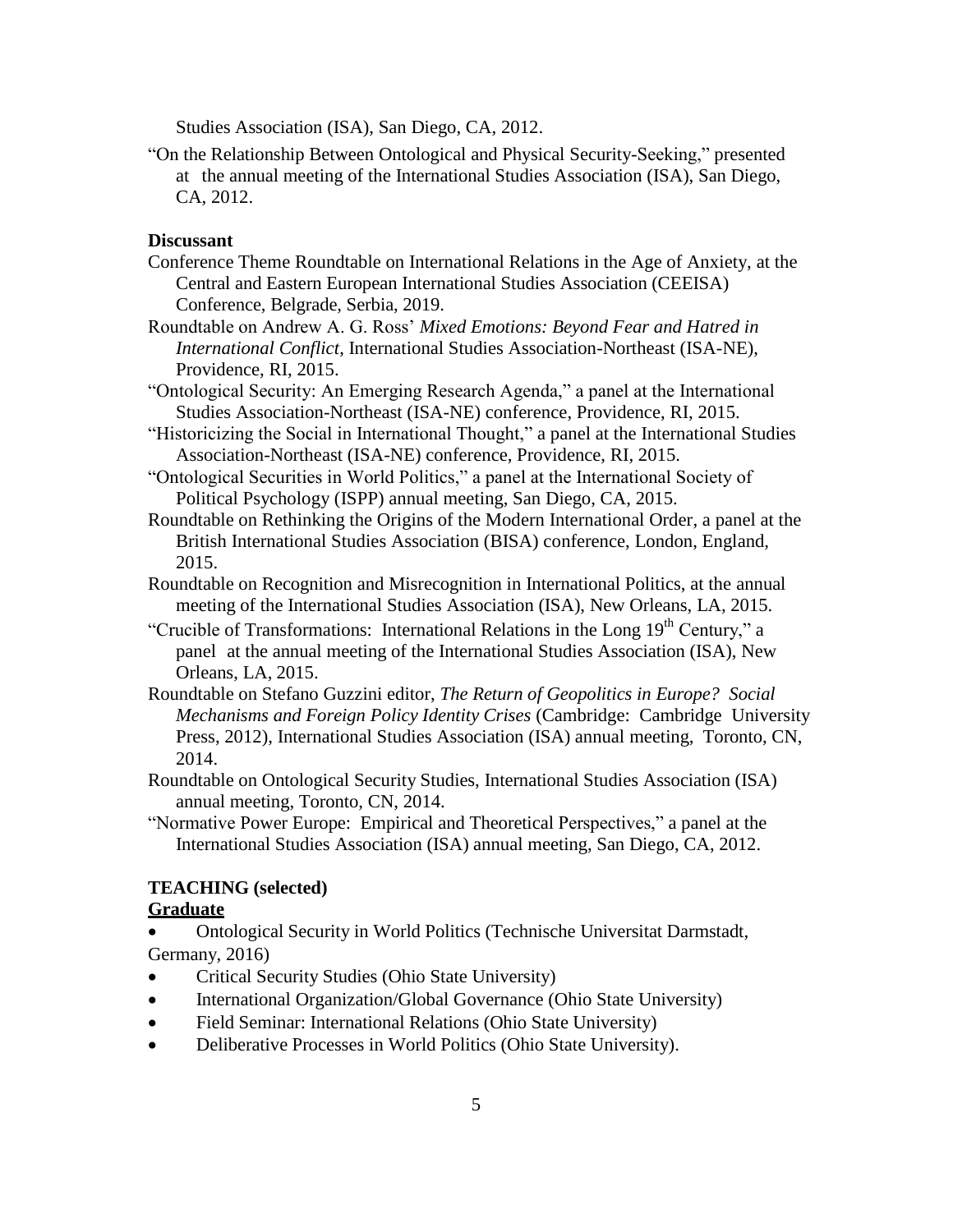Studies Association (ISA), San Diego, CA, 2012.

"On the Relationship Between Ontological and Physical Security-Seeking," presented at the annual meeting of the International Studies Association (ISA), San Diego, CA, 2012.

**Discussant**

Conference Theme Roundtable on International Relations in the Age of Anxiety, at the Central and Eastern European International Studies Association (CEEISA) Conference, Belgrade, Serbia, 2019.

Roundtable on Andrew A. G. Ross' *Mixed Emotions: Beyond Fear and Hatred in International Conflict*, International Studies Association-Northeast (ISA-NE), Providence, RI, 2015.

"Ontological Security: An Emerging Research Agenda," a panel at the International Studies Association-Northeast (ISA-NE) conference, Providence, RI, 2015.

"Historicizing the Social in International Thought," a panel at the International Studies Association-Northeast (ISA-NE) conference, Providence, RI, 2015.

"Ontological Securities in World Politics," a panel at the International Society of Political Psychology (ISPP) annual meeting, San Diego, CA, 2015.

Roundtable on Rethinking the Origins of the Modern International Order, a panel at the British International Studies Association (BISA) conference, London, England, 2015.

Roundtable on Recognition and Misrecognition in International Politics, at the annual meeting of the International Studies Association (ISA), New Orleans, LA, 2015.

"Crucible of Transformations: International Relations in the Long 19th Century," a panel at the annual meeting of the International Studies Association (ISA), New Orleans, LA, 2015.

Roundtable on Stefano Guzzini editor, *The Return of Geopolitics in Europe? Social Mechanisms and Foreign Policy Identity Crises* (Cambridge: Cambridge University Press, 2012), International Studies Association (ISA) annual meeting, Toronto, CN, 2014.

Roundtable on Ontological Security Studies, International Studies Association (ISA) annual meeting, Toronto, CN, 2014.

"Normative Power Europe: Empirical and Theoretical Perspectives," a panel at the International Studies Association (ISA) annual meeting, San Diego, CA, 2012.

**TEACHING (selected)**

**Graduate**

- Ontological Security in World Politics (Technische Universitat Darmstadt, Germany, 2016)
- Critical Security Studies (Ohio State University)
- International Organization/Global Governance (Ohio State University)
- Field Seminar: International Relations (Ohio State University)
- Deliberative Processes in World Politics (Ohio State University).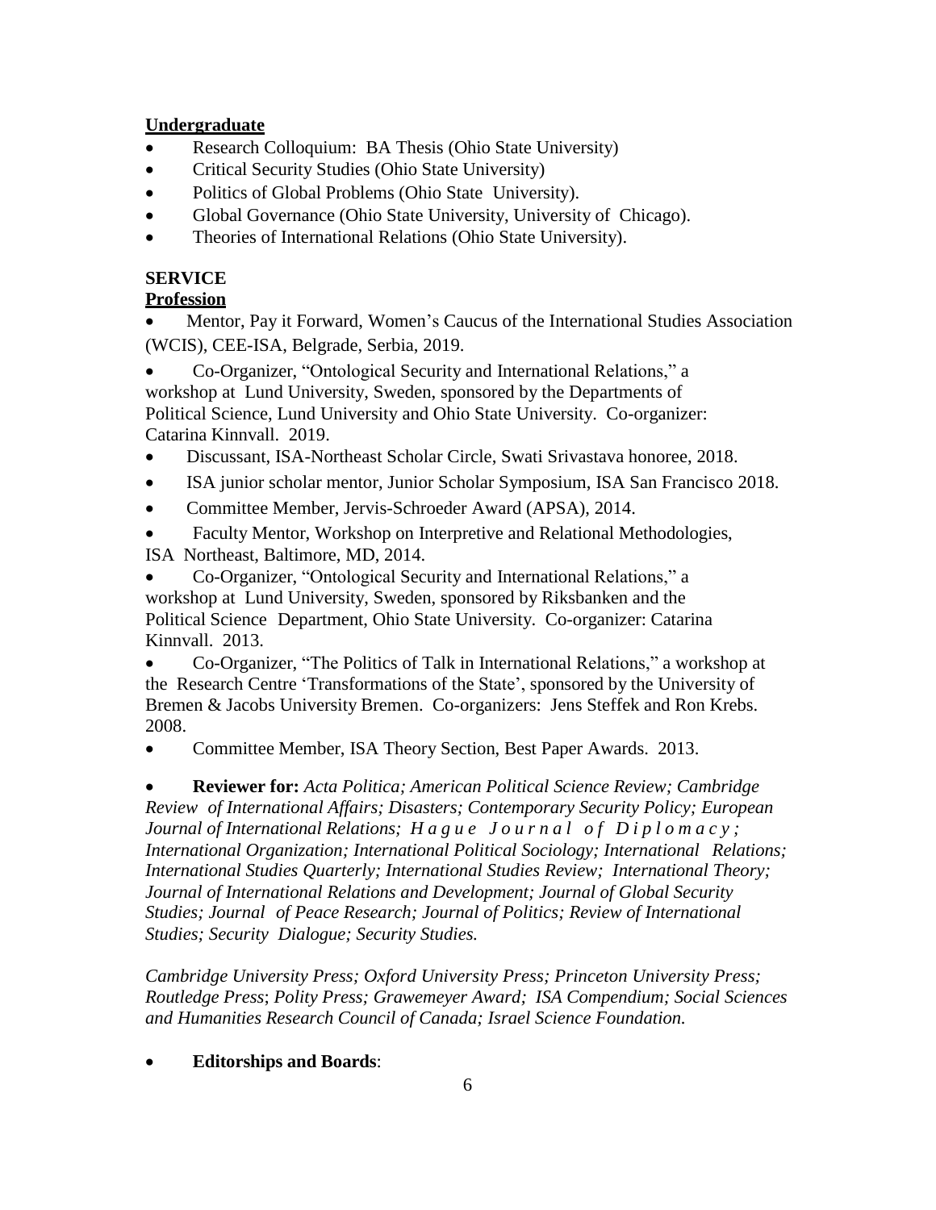**Undergraduate**

- Research Colloquium: BA Thesis (Ohio State University)
- Critical Security Studies (Ohio State University)
- Politics of Global Problems (Ohio State University).
- Global Governance (Ohio State University, University of Chicago).
- Theories of International Relations (Ohio State University).

**SERVICE**

**Profession**

- Mentor, Pay it Forward, Women's Caucus of the International Studies Association (WCIS), CEE-ISA, Belgrade, Serbia, 2019.
- Co-Organizer, "Ontological Security and International Relations," a workshop at Lund University, Sweden, sponsored by the Departments of Political Science, Lund University and Ohio State University. Co-organizer: Catarina Kinnvall. 2019.
- Discussant, ISA-Northeast Scholar Circle, Swati Srivastava honoree, 2018.
- ISA junior scholar mentor, Junior Scholar Symposium, ISA San Francisco 2018.
- Committee Member, Jervis-Schroeder Award (APSA), 2014.
- Faculty Mentor, Workshop on Interpretive and Relational Methodologies, ISA Northeast, Baltimore, MD, 2014.
- Co-Organizer, "Ontological Security and International Relations," a workshop at Lund University, Sweden, sponsored by Riksbanken and the Political Science Department, Ohio State University. Co-organizer: Catarina Kinnvall. 2013.
- Co-Organizer, "The Politics of Talk in International Relations," a workshop at the Research Centre 'Transformations of the State', sponsored by the University of Bremen & Jacobs University Bremen. Co-organizers: Jens Steffek and Ron Krebs. 2008.
- Committee Member, ISA Theory Section, Best Paper Awards. 2013.
- **Reviewer for:** *Acta Politica; American Political Science Review; Cambridge Review of International Affairs; Disasters; Contemporary Security Policy; European Journal of International Relations; Hague Journal of Diplomacy; International Organization; International Political Sociology; International Relations; International Studies Quarterly; International Studies Review; International Theory; Journal of International Relations and Development; Journal of Global Security Studies; Journal of Peace Research; Journal of Politics; Review of International Studies; Security Dialogue; Security Studies.*

  *Cambridge University Press; Oxford University Press; Princeton University Press; Routledge Press; Polity Press; Grawemeyer Award; ISA Compendium; Social Sciences and Humanities Research Council of Canada; Israel Science Foundation.*

- **Editorships and Boards**: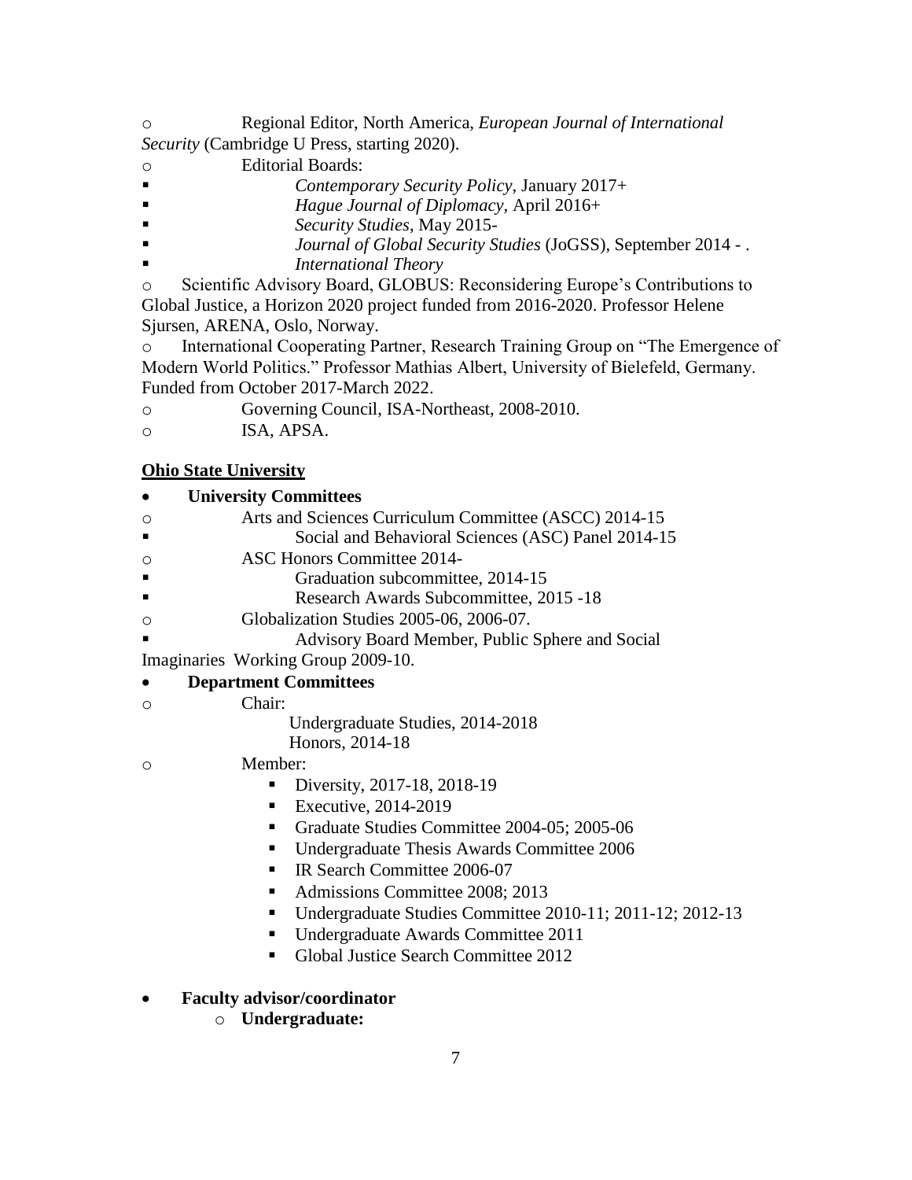- Regional Editor, North America, *European Journal of International Security* (Cambridge U Press, starting 2020).
- Editorial Boards:
  - *Contemporary Security Policy*, January 2017+
  - *Hague Journal of Diplomacy*, April 2016+
  - *Security Studies*, May 2015-
  - *Journal of Global Security Studies* (JoGSS), September 2014 - .
  - *International Theory*
- Scientific Advisory Board, GLOBUS: Reconsidering Europe's Contributions to Global Justice, a Horizon 2020 project funded from 2016-2020. Professor Helene Sjursen, ARENA, Oslo, Norway.
- International Cooperating Partner, Research Training Group on "The Emergence of Modern World Politics." Professor Mathias Albert, University of Bielefeld, Germany. Funded from October 2017-March 2022.
- Governing Council, ISA-Northeast, 2008-2010.
- ISA, APSA.

**Ohio State University**

- **University Committees**
  - Arts and Sciences Curriculum Committee (ASCC) 2014-15
    - Social and Behavioral Sciences (ASC) Panel 2014-15
  - ASC Honors Committee 2014-
    - Graduation subcommittee, 2014-15
    - Research Awards Subcommittee, 2015 -18
  - Globalization Studies 2005-06, 2006-07.
    - Advisory Board Member, Public Sphere and Social Imaginaries Working Group 2009-10.
- **Department Committees**
  - Chair:
    - Undergraduate Studies, 2014-2018
    - Honors, 2014-18
  - Member:
    - Diversity, 2017-18, 2018-19
    - Executive, 2014-2019
    - Graduate Studies Committee 2004-05; 2005-06
    - Undergraduate Thesis Awards Committee 2006
    - IR Search Committee 2006-07
    - Admissions Committee 2008; 2013
    - Undergraduate Studies Committee 2010-11; 2011-12; 2012-13
    - Undergraduate Awards Committee 2011
    - Global Justice Search Committee 2012
- **Faculty advisor/coordinator**
  - **Undergraduate:**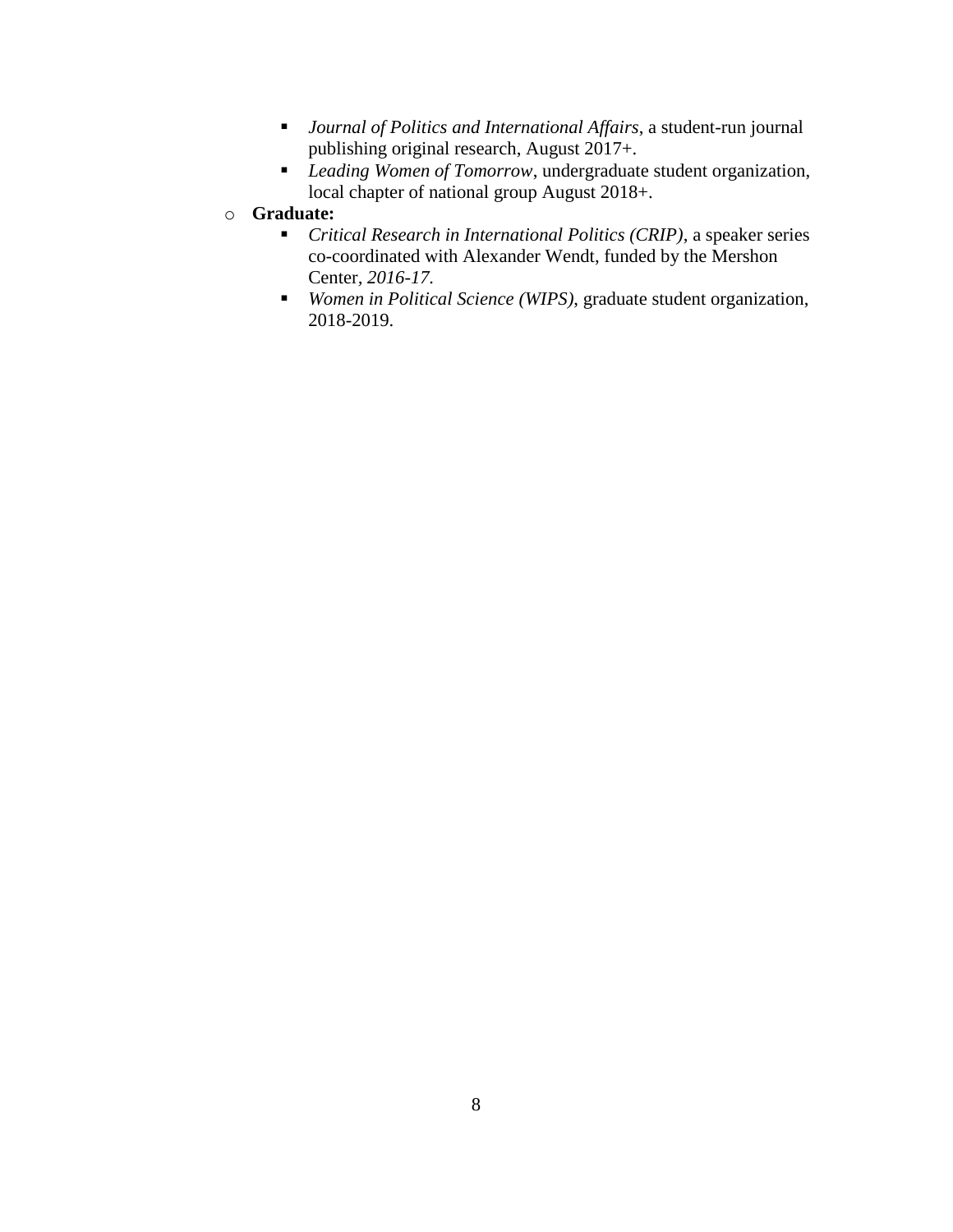- *Journal of Politics and International Affairs*, a student-run journal publishing original research, August 2017+.
- *Leading Women of Tomorrow*, undergraduate student organization, local chapter of national group August 2018+.

- **Graduate:**
  - *Critical Research in International Politics (CRIP)*, a speaker series co-coordinated with Alexander Wendt, funded by the Mershon Center, *2016-17.*
  - *Women in Political Science (WIPS)*, graduate student organization, 2018-2019.